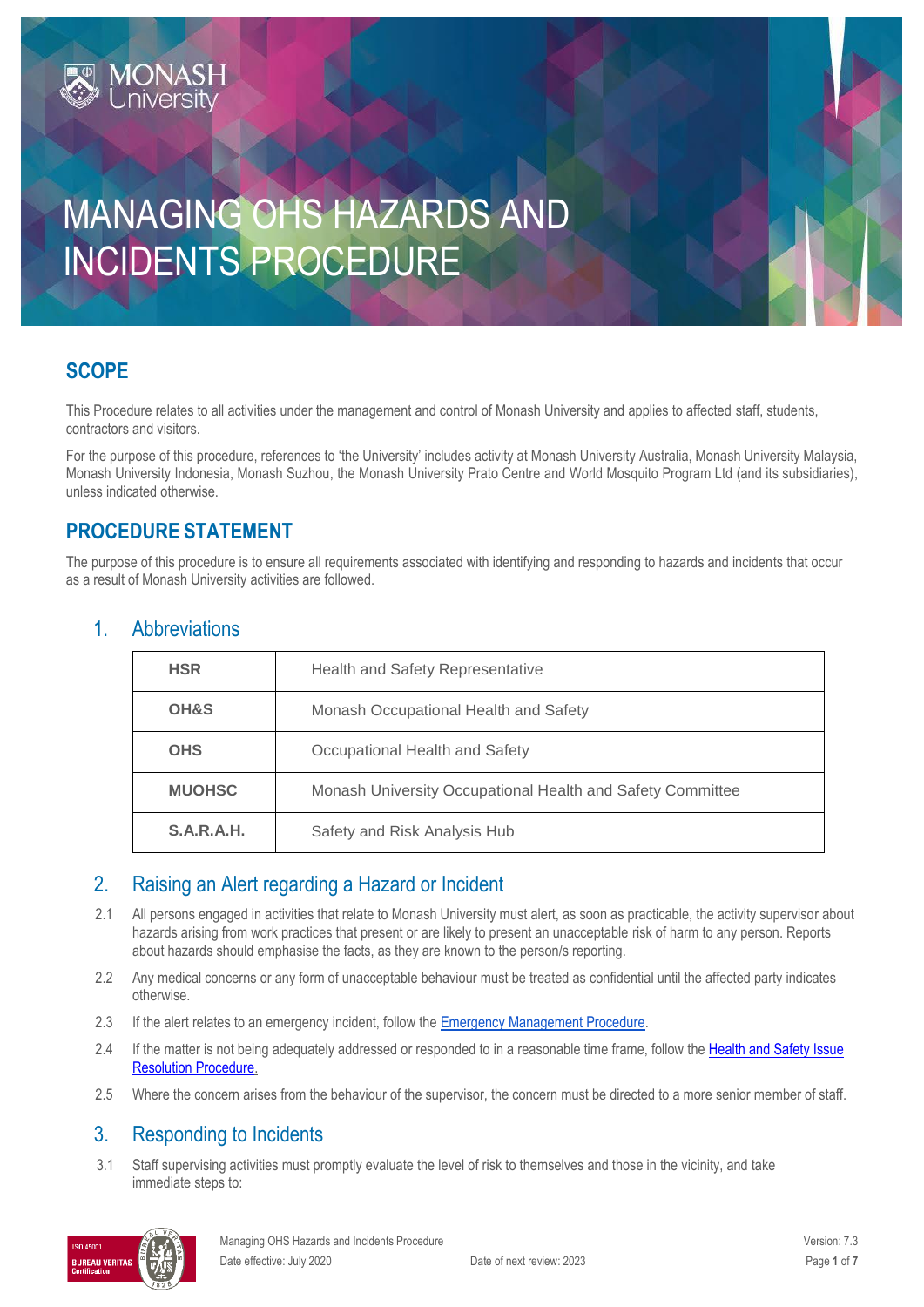# MANAGING OHS HAZARDS AND INCIDENTS PROCEDURE

## SCOPE

This Procedure relates to all activities under the management and control of Monash University and applies to affected staff, students, contractors and visitors.

For the purpose of this procedure, references to 'the University' includes activity at Monash University Australia, Monash University Malaysia, Monash University Indonesia, Monash Suzhou, the Monash University Prato Centre and World Mosquito Program Ltd (and its subsidiaries), unless indicated otherwise.

## PROCEDURE STATEMENT

The purpose of this procedure is to ensure all requirements associated with identifying and responding to hazards and incidents that occur as a result of Monash University activities are followed.

### 1. Abbreviations

| | |
|---|---|
| **HSR** | Health and Safety Representative |
| **OH&S** | Monash Occupational Health and Safety |
| **OHS** | Occupational Health and Safety |
| **MUOHSC** | Monash University Occupational Health and Safety Committee |
| **S.A.R.A.H.** | Safety and Risk Analysis Hub |

### 2. Raising an Alert regarding a Hazard or Incident

2.1 All persons engaged in activities that relate to Monash University must alert, as soon as practicable, the activity supervisor about hazards arising from work practices that present or are likely to present an unacceptable risk of harm to any person. Reports about hazards should emphasise the facts, as they are known to the person/s reporting.

2.2 Any medical concerns or any form of unacceptable behaviour must be treated as confidential until the affected party indicates otherwise.

2.3 If the alert relates to an emergency incident, follow the Emergency Management Procedure.

2.4 If the matter is not being adequately addressed or responded to in a reasonable time frame, follow the Health and Safety Issue Resolution Procedure.

2.5 Where the concern arises from the behaviour of the supervisor, the concern must be directed to a more senior member of staff.

### 3. Responding to Incidents

3.1 Staff supervising activities must promptly evaluate the level of risk to themselves and those in the vicinity, and take immediate steps to: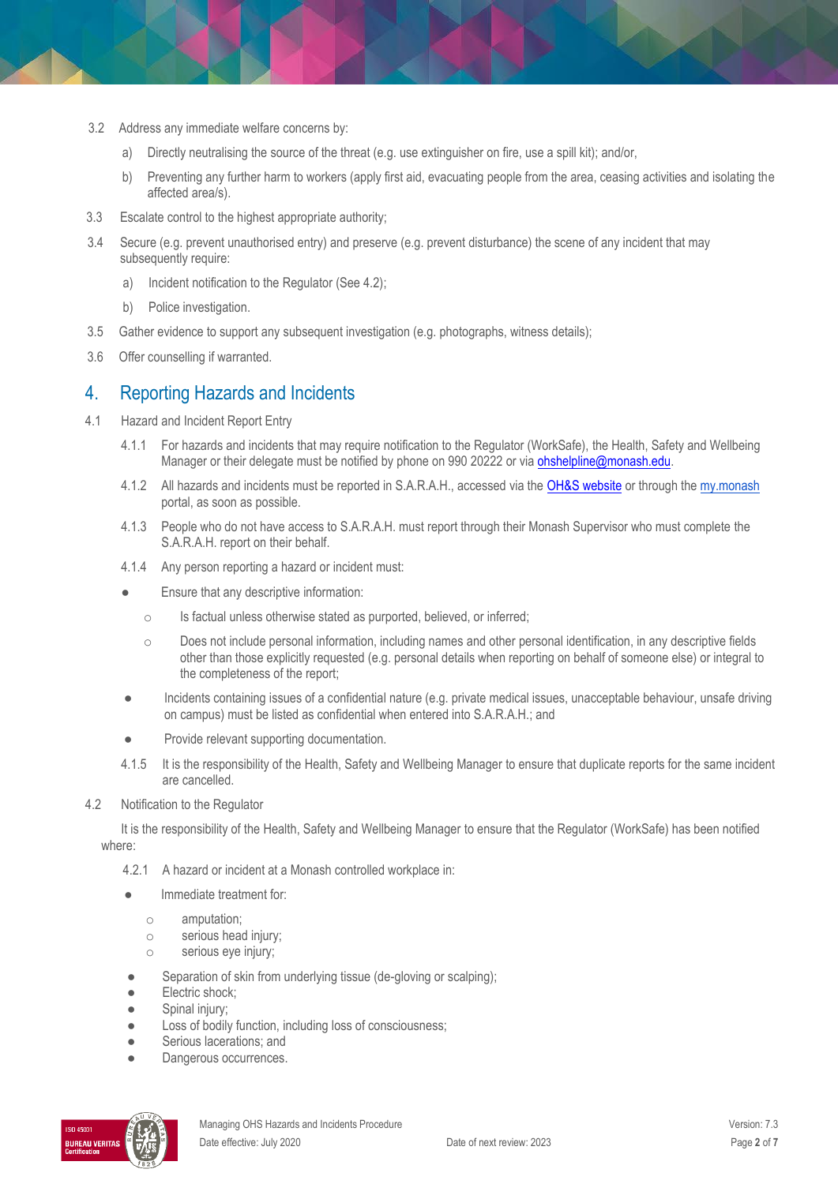3.2 Address any immediate welfare concerns by:

a) Directly neutralising the source of the threat (e.g. use extinguisher on fire, use a spill kit); and/or,

b) Preventing any further harm to workers (apply first aid, evacuating people from the area, ceasing activities and isolating the affected area/s).

3.3 Escalate control to the highest appropriate authority;

3.4 Secure (e.g. prevent unauthorised entry) and preserve (e.g. prevent disturbance) the scene of any incident that may subsequently require:

a) Incident notification to the Regulator (See 4.2);

b) Police investigation.

3.5 Gather evidence to support any subsequent investigation (e.g. photographs, witness details);

3.6 Offer counselling if warranted.

## 4. Reporting Hazards and Incidents

4.1 Hazard and Incident Report Entry

4.1.1 For hazards and incidents that may require notification to the Regulator (WorkSafe), the Health, Safety and Wellbeing Manager or their delegate must be notified by phone on 990 20222 or via ohshelpline@monash.edu.

4.1.2 All hazards and incidents must be reported in S.A.R.A.H., accessed via the OH&S website or through the my.monash portal, as soon as possible.

4.1.3 People who do not have access to S.A.R.A.H. must report through their Monash Supervisor who must complete the S.A.R.A.H. report on their behalf.

4.1.4 Any person reporting a hazard or incident must:

- Ensure that any descriptive information:
  - Is factual unless otherwise stated as purported, believed, or inferred;
  - Does not include personal information, including names and other personal identification, in any descriptive fields other than those explicitly requested (e.g. personal details when reporting on behalf of someone else) or integral to the completeness of the report;
- Incidents containing issues of a confidential nature (e.g. private medical issues, unacceptable behaviour, unsafe driving on campus) must be listed as confidential when entered into S.A.R.A.H.; and
- Provide relevant supporting documentation.

4.1.5 It is the responsibility of the Health, Safety and Wellbeing Manager to ensure that duplicate reports for the same incident are cancelled.

4.2 Notification to the Regulator

It is the responsibility of the Health, Safety and Wellbeing Manager to ensure that the Regulator (WorkSafe) has been notified where:

4.2.1 A hazard or incident at a Monash controlled workplace in:

- Immediate treatment for:
  - amputation;
  - serious head injury;
  - serious eye injury;
- Separation of skin from underlying tissue (de-gloving or scalping);
- Electric shock;
- Spinal injury;
- Loss of bodily function, including loss of consciousness;
- Serious lacerations; and
- Dangerous occurrences.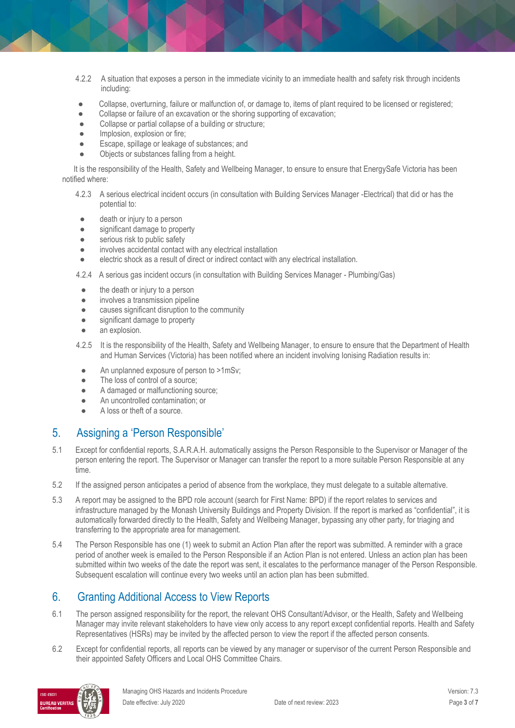4.2.2 A situation that exposes a person in the immediate vicinity to an immediate health and safety risk through incidents including:

- Collapse, overturning, failure or malfunction of, or damage to, items of plant required to be licensed or registered;
- Collapse or failure of an excavation or the shoring supporting of excavation;
- Collapse or partial collapse of a building or structure;
- Implosion, explosion or fire;
- Escape, spillage or leakage of substances; and
- Objects or substances falling from a height.

It is the responsibility of the Health, Safety and Wellbeing Manager, to ensure to ensure that EnergySafe Victoria has been notified where:

4.2.3 A serious electrical incident occurs (in consultation with Building Services Manager -Electrical) that did or has the potential to:

- death or injury to a person
- significant damage to property
- serious risk to public safety
- involves accidental contact with any electrical installation
- electric shock as a result of direct or indirect contact with any electrical installation.

4.2.4 A serious gas incident occurs (in consultation with Building Services Manager - Plumbing/Gas)

- the death or injury to a person
- involves a transmission pipeline
- causes significant disruption to the community
- significant damage to property
- an explosion.

4.2.5 It is the responsibility of the Health, Safety and Wellbeing Manager, to ensure to ensure that the Department of Health and Human Services (Victoria) has been notified where an incident involving Ionising Radiation results in:

- An unplanned exposure of person to >1mSv;
- The loss of control of a source;
- A damaged or malfunctioning source;
- An uncontrolled contamination; or
- A loss or theft of a source.

## 5. Assigning a 'Person Responsible'

5.1 Except for confidential reports, S.A.R.A.H. automatically assigns the Person Responsible to the Supervisor or Manager of the person entering the report. The Supervisor or Manager can transfer the report to a more suitable Person Responsible at any time.

5.2 If the assigned person anticipates a period of absence from the workplace, they must delegate to a suitable alternative.

5.3 A report may be assigned to the BPD role account (search for First Name: BPD) if the report relates to services and infrastructure managed by the Monash University Buildings and Property Division. If the report is marked as "confidential", it is automatically forwarded directly to the Health, Safety and Wellbeing Manager, bypassing any other party, for triaging and transferring to the appropriate area for management.

5.4 The Person Responsible has one (1) week to submit an Action Plan after the report was submitted. A reminder with a grace period of another week is emailed to the Person Responsible if an Action Plan is not entered. Unless an action plan has been submitted within two weeks of the date the report was sent, it escalates to the performance manager of the Person Responsible. Subsequent escalation will continue every two weeks until an action plan has been submitted.

## 6. Granting Additional Access to View Reports

6.1 The person assigned responsibility for the report, the relevant OHS Consultant/Advisor, or the Health, Safety and Wellbeing Manager may invite relevant stakeholders to have view only access to any report except confidential reports. Health and Safety Representatives (HSRs) may be invited by the affected person to view the report if the affected person consents.

6.2 Except for confidential reports, all reports can be viewed by any manager or supervisor of the current Person Responsible and their appointed Safety Officers and Local OHS Committee Chairs.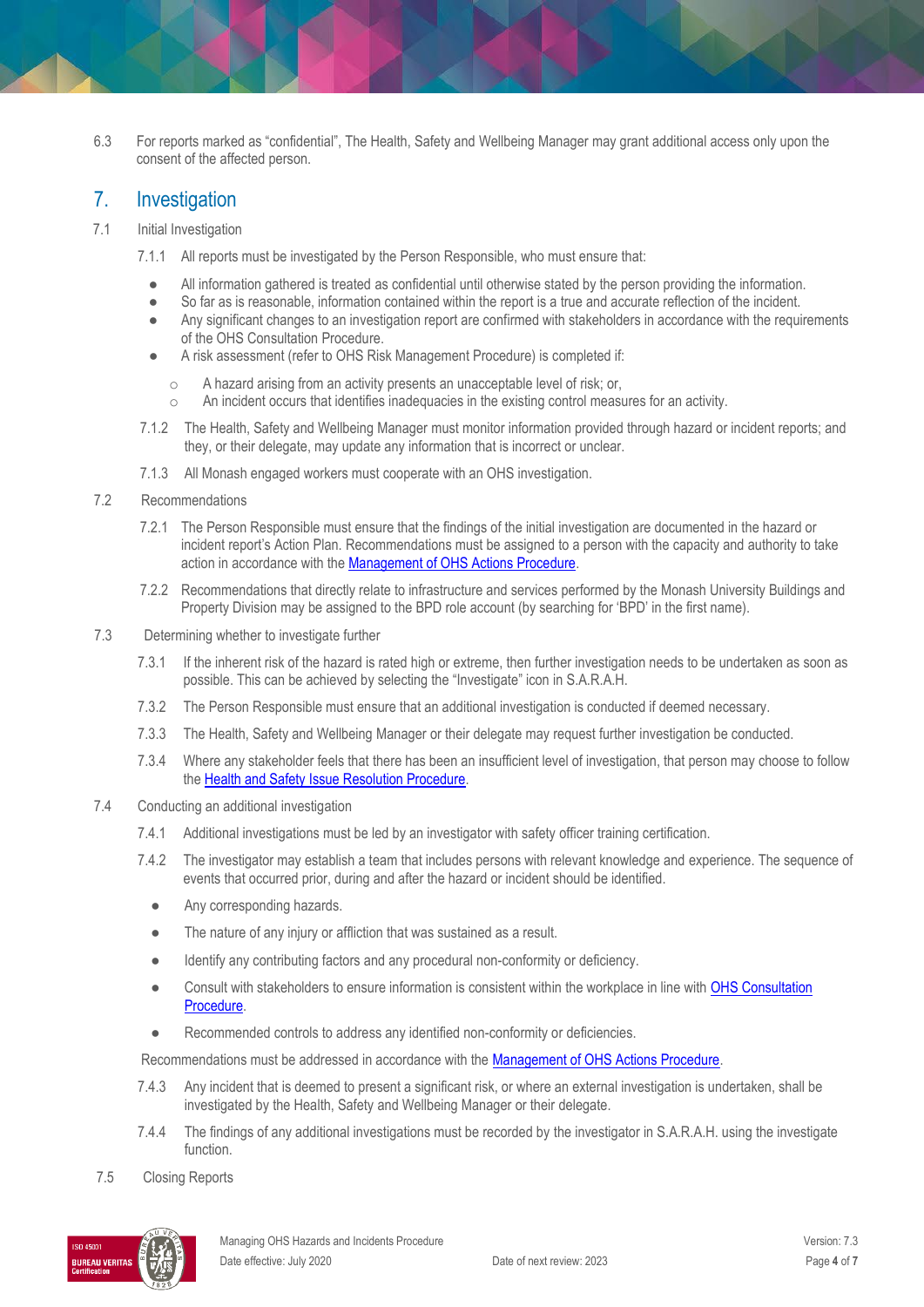6.3 For reports marked as "confidential", The Health, Safety and Wellbeing Manager may grant additional access only upon the consent of the affected person.

## 7. Investigation

7.1 Initial Investigation

7.1.1 All reports must be investigated by the Person Responsible, who must ensure that:

- All information gathered is treated as confidential until otherwise stated by the person providing the information.
- So far as is reasonable, information contained within the report is a true and accurate reflection of the incident.
- Any significant changes to an investigation report are confirmed with stakeholders in accordance with the requirements of the OHS Consultation Procedure.
- A risk assessment (refer to OHS Risk Management Procedure) is completed if:
    - A hazard arising from an activity presents an unacceptable level of risk; or,
    - An incident occurs that identifies inadequacies in the existing control measures for an activity.

7.1.2 The Health, Safety and Wellbeing Manager must monitor information provided through hazard or incident reports; and they, or their delegate, may update any information that is incorrect or unclear.

7.1.3 All Monash engaged workers must cooperate with an OHS investigation.

7.2 Recommendations

7.2.1 The Person Responsible must ensure that the findings of the initial investigation are documented in the hazard or incident report's Action Plan. Recommendations must be assigned to a person with the capacity and authority to take action in accordance with the Management of OHS Actions Procedure.

7.2.2 Recommendations that directly relate to infrastructure and services performed by the Monash University Buildings and Property Division may be assigned to the BPD role account (by searching for 'BPD' in the first name).

7.3 Determining whether to investigate further

7.3.1 If the inherent risk of the hazard is rated high or extreme, then further investigation needs to be undertaken as soon as possible. This can be achieved by selecting the "Investigate" icon in S.A.R.A.H.

7.3.2 The Person Responsible must ensure that an additional investigation is conducted if deemed necessary.

7.3.3 The Health, Safety and Wellbeing Manager or their delegate may request further investigation be conducted.

7.3.4 Where any stakeholder feels that there has been an insufficient level of investigation, that person may choose to follow the Health and Safety Issue Resolution Procedure.

7.4 Conducting an additional investigation

7.4.1 Additional investigations must be led by an investigator with safety officer training certification.

7.4.2 The investigator may establish a team that includes persons with relevant knowledge and experience. The sequence of events that occurred prior, during and after the hazard or incident should be identified.

- Any corresponding hazards.
- The nature of any injury or affliction that was sustained as a result.
- Identify any contributing factors and any procedural non-conformity or deficiency.
- Consult with stakeholders to ensure information is consistent within the workplace in line with OHS Consultation Procedure.
- Recommended controls to address any identified non-conformity or deficiencies.

Recommendations must be addressed in accordance with the Management of OHS Actions Procedure.

7.4.3 Any incident that is deemed to present a significant risk, or where an external investigation is undertaken, shall be investigated by the Health, Safety and Wellbeing Manager or their delegate.

7.4.4 The findings of any additional investigations must be recorded by the investigator in S.A.R.A.H. using the investigate function.

7.5 Closing Reports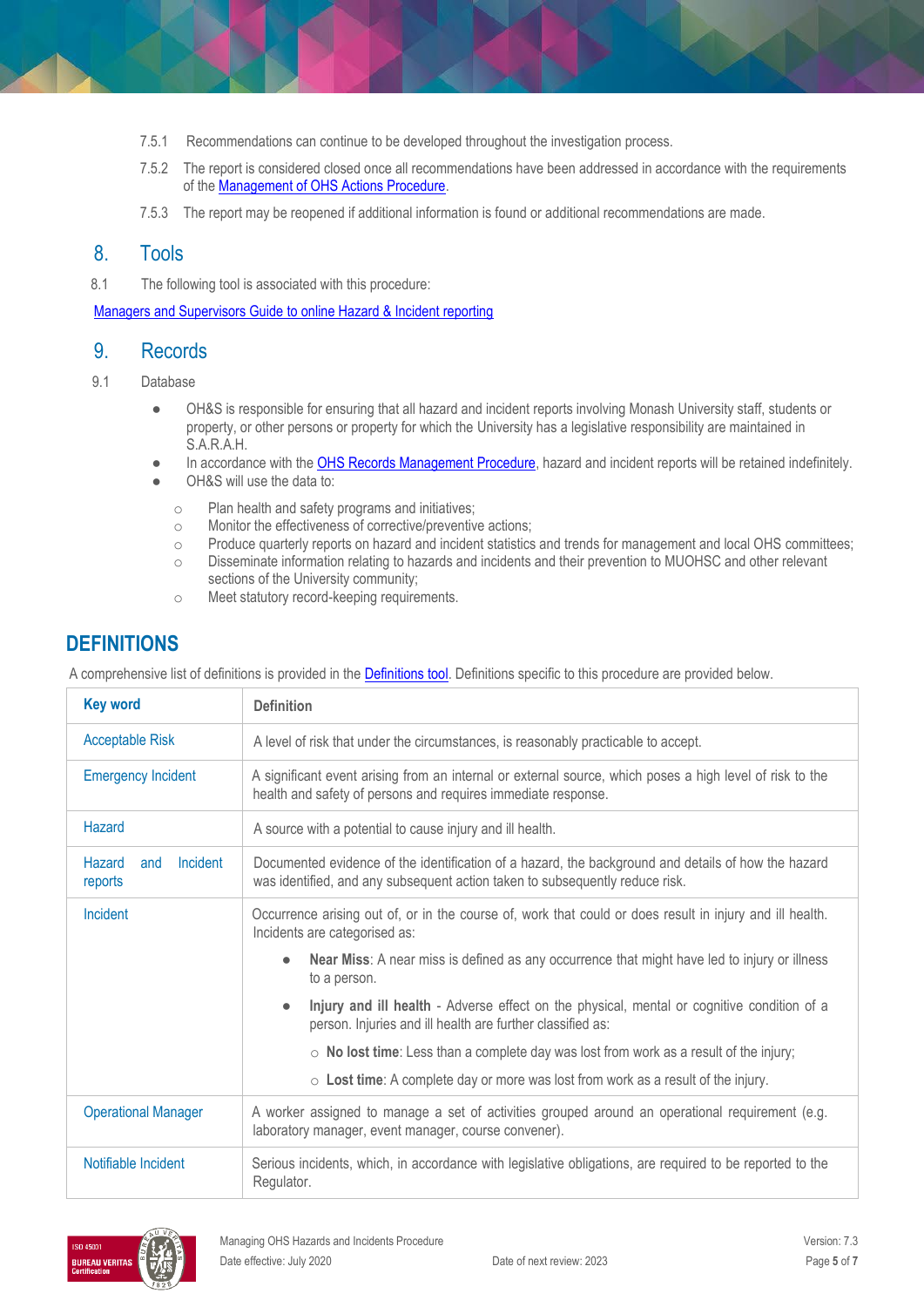7.5.1 Recommendations can continue to be developed throughout the investigation process.

7.5.2 The report is considered closed once all recommendations have been addressed in accordance with the requirements of the Management of OHS Actions Procedure.

7.5.3 The report may be reopened if additional information is found or additional recommendations are made.

## 8. Tools

8.1 The following tool is associated with this procedure:

Managers and Supervisors Guide to online Hazard & Incident reporting

## 9. Records

9.1 Database

- OH&S is responsible for ensuring that all hazard and incident reports involving Monash University staff, students or property, or other persons or property for which the University has a legislative responsibility are maintained in S.A.R.A.H.
- In accordance with the OHS Records Management Procedure, hazard and incident reports will be retained indefinitely.
- OH&S will use the data to:
  - Plan health and safety programs and initiatives;
  - Monitor the effectiveness of corrective/preventive actions;
  - Produce quarterly reports on hazard and incident statistics and trends for management and local OHS committees;
  - Disseminate information relating to hazards and incidents and their prevention to MUOHSC and other relevant sections of the University community;
  - Meet statutory record-keeping requirements.

## DEFINITIONS

A comprehensive list of definitions is provided in the Definitions tool. Definitions specific to this procedure are provided below.

| Key word | Definition |
|---|---|
| Acceptable Risk | A level of risk that under the circumstances, is reasonably practicable to accept. |
| Emergency Incident | A significant event arising from an internal or external source, which poses a high level of risk to the health and safety of persons and requires immediate response. |
| Hazard | A source with a potential to cause injury and ill health. |
| Hazard and Incident reports | Documented evidence of the identification of a hazard, the background and details of how the hazard was identified, and any subsequent action taken to subsequently reduce risk. |
| Incident | Occurrence arising out of, or in the course of, work that could or does result in injury and ill health. Incidents are categorised as: <br> • **Near Miss**: A near miss is defined as any occurrence that might have led to injury or illness to a person. <br> • **Injury and ill health** - Adverse effect on the physical, mental or cognitive condition of a person. Injuries and ill health are further classified as: <br> ○ **No lost time**: Less than a complete day was lost from work as a result of the injury; <br> ○ **Lost time**: A complete day or more was lost from work as a result of the injury. |
| Operational Manager | A worker assigned to manage a set of activities grouped around an operational requirement (e.g. laboratory manager, event manager, course convener). |
| Notifiable Incident | Serious incidents, which, in accordance with legislative obligations, are required to be reported to the Regulator. |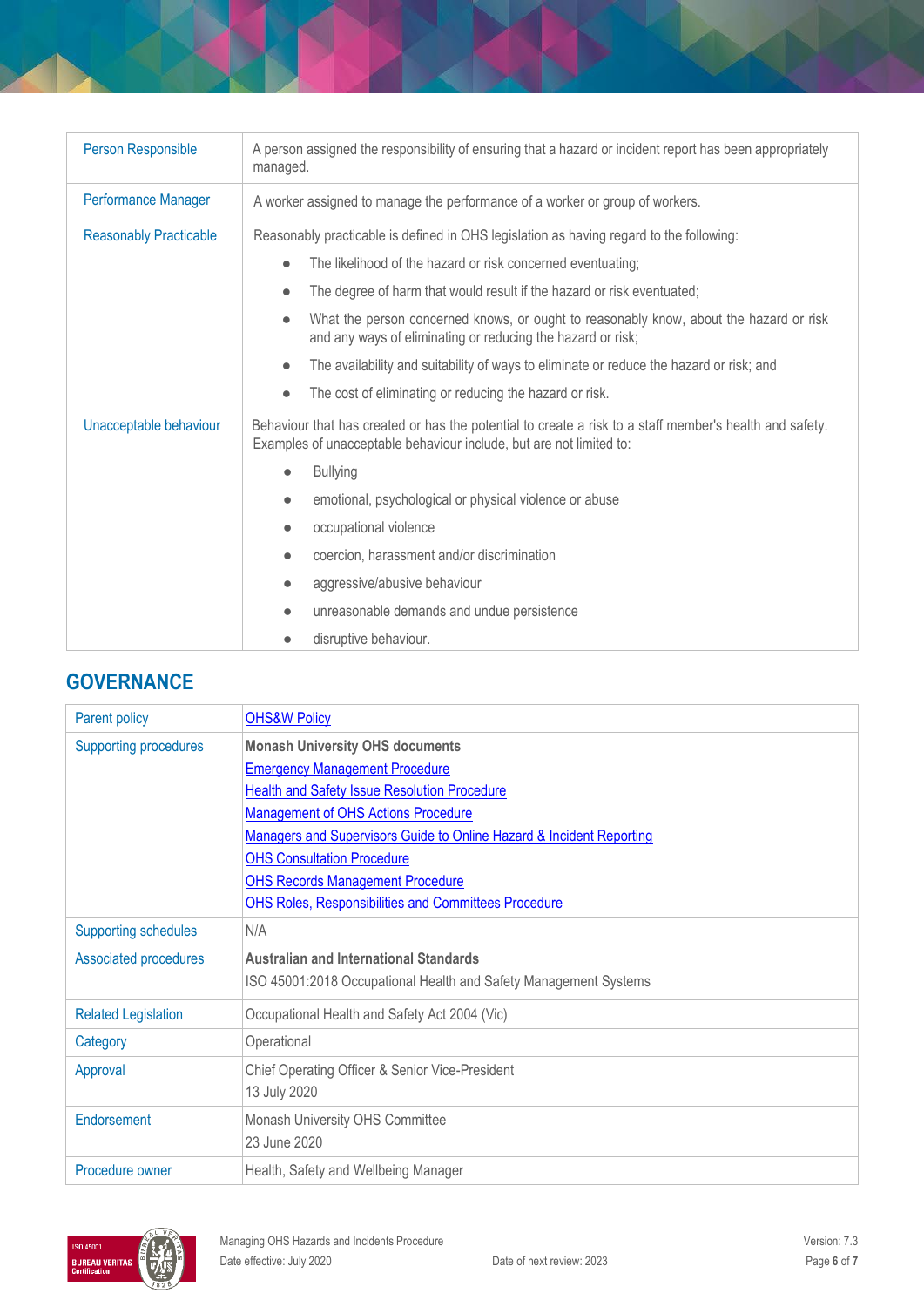| | |
|---|---|
| Person Responsible | A person assigned the responsibility of ensuring that a hazard or incident report has been appropriately managed. |
| Performance Manager | A worker assigned to manage the performance of a worker or group of workers. |
| Reasonably Practicable | Reasonably practicable is defined in OHS legislation as having regard to the following:<br>• The likelihood of the hazard or risk concerned eventuating;<br>• The degree of harm that would result if the hazard or risk eventuated;<br>• What the person concerned knows, or ought to reasonably know, about the hazard or risk and any ways of eliminating or reducing the hazard or risk;<br>• The availability and suitability of ways to eliminate or reduce the hazard or risk; and<br>• The cost of eliminating or reducing the hazard or risk. |
| Unacceptable behaviour | Behaviour that has created or has the potential to create a risk to a staff member's health and safety. Examples of unacceptable behaviour include, but are not limited to:<br>• Bullying<br>• emotional, psychological or physical violence or abuse<br>• occupational violence<br>• coercion, harassment and/or discrimination<br>• aggressive/abusive behaviour<br>• unreasonable demands and undue persistence<br>• disruptive behaviour. |

## GOVERNANCE

| | |
|---|---|
| Parent policy | OHS&W Policy |
| Supporting procedures | **Monash University OHS documents**<br>Emergency Management Procedure<br>Health and Safety Issue Resolution Procedure<br>Management of OHS Actions Procedure<br>Managers and Supervisors Guide to Online Hazard & Incident Reporting<br>OHS Consultation Procedure<br>OHS Records Management Procedure<br>OHS Roles, Responsibilities and Committees Procedure |
| Supporting schedules | N/A |
| Associated procedures | **Australian and International Standards**<br>ISO 45001:2018 Occupational Health and Safety Management Systems |
| Related Legislation | Occupational Health and Safety Act 2004 (Vic) |
| Category | Operational |
| Approval | Chief Operating Officer & Senior Vice-President<br>13 July 2020 |
| Endorsement | Monash University OHS Committee<br>23 June 2020 |
| Procedure owner | Health, Safety and Wellbeing Manager |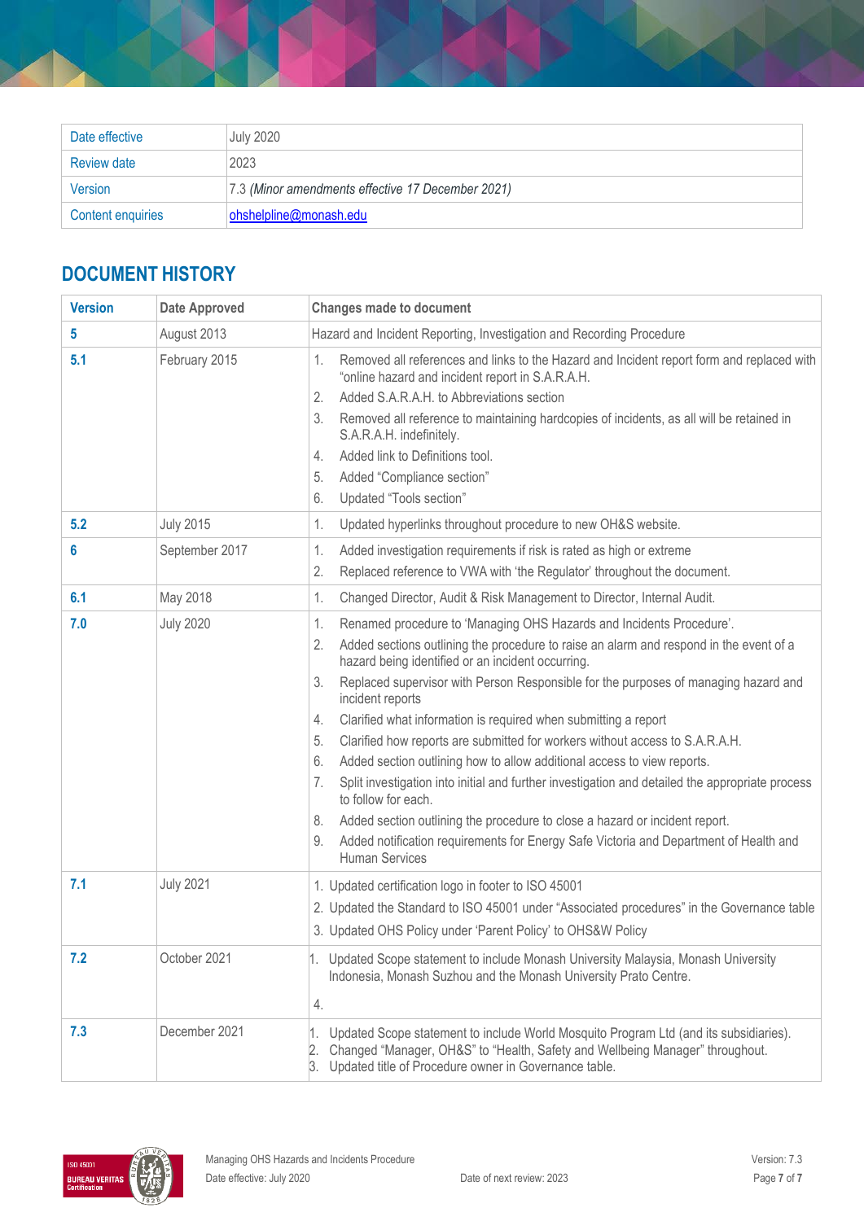| | |
|---|---|
| Date effective | July 2020 |
| Review date | 2023 |
| Version | 7.3 *(Minor amendments effective 17 December 2021)* |
| Content enquiries | ohshelpline@monash.edu |

## DOCUMENT HISTORY

| Version | Date Approved | Changes made to document |
|---|---|---|
| **5** | August 2013 | Hazard and Incident Reporting, Investigation and Recording Procedure |
| **5.1** | February 2015 | 1. Removed all references and links to the Hazard and Incident report form and replaced with "online hazard and incident report in S.A.R.A.H.<br>2. Added S.A.R.A.H. to Abbreviations section<br>3. Removed all reference to maintaining hardcopies of incidents, as all will be retained in S.A.R.A.H. indefinitely.<br>4. Added link to Definitions tool.<br>5. Added "Compliance section"<br>6. Updated "Tools section" |
| **5.2** | July 2015 | 1. Updated hyperlinks throughout procedure to new OH&S website. |
| **6** | September 2017 | 1. Added investigation requirements if risk is rated as high or extreme<br>2. Replaced reference to VWA with 'the Regulator' throughout the document. |
| **6.1** | May 2018 | 1. Changed Director, Audit & Risk Management to Director, Internal Audit. |
| **7.0** | July 2020 | 1. Renamed procedure to 'Managing OHS Hazards and Incidents Procedure'.<br>2. Added sections outlining the procedure to raise an alarm and respond in the event of a hazard being identified or an incident occurring.<br>3. Replaced supervisor with Person Responsible for the purposes of managing hazard and incident reports<br>4. Clarified what information is required when submitting a report<br>5. Clarified how reports are submitted for workers without access to S.A.R.A.H.<br>6. Added section outlining how to allow additional access to view reports.<br>7. Split investigation into initial and further investigation and detailed the appropriate process to follow for each.<br>8. Added section outlining the procedure to close a hazard or incident report.<br>9. Added notification requirements for Energy Safe Victoria and Department of Health and Human Services |
| **7.1** | July 2021 | 1. Updated certification logo in footer to ISO 45001<br>2. Updated the Standard to ISO 45001 under "Associated procedures" in the Governance table<br>3. Updated OHS Policy under 'Parent Policy' to OHS&W Policy |
| **7.2** | October 2021 | 1. Updated Scope statement to include Monash University Malaysia, Monash University Indonesia, Monash Suzhou and the Monash University Prato Centre.<br>4. |
| **7.3** | December 2021 | 1. Updated Scope statement to include World Mosquito Program Ltd (and its subsidiaries).<br>2. Changed "Manager, OH&S" to "Health, Safety and Wellbeing Manager" throughout.<br>3. Updated title of Procedure owner in Governance table. |